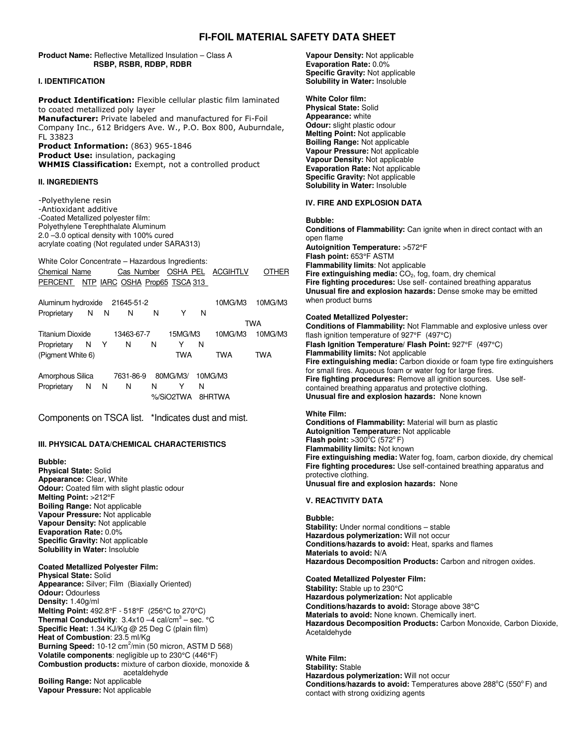# FI-FOIL MATERIAL SAFETY DATA SHEET

**Product Name:** Reflective Metallized Insulation – Class A
**RSBP, RSBR, RDBP, RDBR**

## I. IDENTIFICATION

**Product Identification:** Flexible cellular plastic film laminated to coated metallized poly layer
**Manufacturer:** Private labeled and manufactured for Fi-Foil Company Inc., 612 Bridgers Ave. W., P.O. Box 800, Auburndale, FL 33823
**Product Information:** (863) 965-1846
**Product Use:** insulation, packaging
**WHMIS Classification:** Exempt, not a controlled product

## II. INGREDIENTS

-Polyethylene resin
-Antioxidant additive
-Coated Metallized polyester film:
Polyethylene Terephthalate Aluminum
2.0 –3.0 optical density with 100% cured acrylate coating (Not regulated under SARA313)

White Color Concentrate – Hazardous Ingredients:

| Chemical Name | Cas Number | OSHA PEL | ACGIHTLV | OTHER |
|---|---|---|---|---|
| Aluminum hydroxide | 21645-51-2 | | 10MG/M3 | 10MG/M3 |
| Titanium Dioxide (Pigment White 6) | 13463-67-7 | 15MG/M3 TWA | 10MG/M3 TWA | 10MG/M3 TWA |
| Amorphous Silica | 7631-86-9 | 80MG/M3/ %/SiO2TWA | 10MG/M3 8HRTWA | |

| Chemical Name | PERCENT | NTP | IARC | OSHA | Prop65 | TSCA | 313 |
|---|---|---|---|---|---|---|---|
| Aluminum hydroxide | Proprietary | N | N | N | N | Y | N |
| Titanium Dioxide | Proprietary | N | Y | N | N | Y | N |
| Amorphous Silica | Proprietary | N | N | N | N | Y | N |

Components on TSCA list. *Indicates dust and mist.

## III. PHYSICAL DATA/CHEMICAL CHARACTERISTICS

**Bubble:**
**Physical State:** Solid
**Appearance:** Clear, White
**Odour:** Coated film with slight plastic odour
**Melting Point:** >212°F
**Boiling Range:** Not applicable
**Vapour Pressure:** Not applicable
**Vapour Density:** Not applicable
**Evaporation Rate:** 0.0%
**Specific Gravity:** Not applicable
**Solubility in Water:** Insoluble

**Coated Metallized Polyester Film:**
**Physical State:** Solid
**Appearance:** Silver; Film (Biaxially Oriented)
**Odour:** Odourless
**Density:** 1.40g/ml
**Melting Point:** 492.8°F - 518°F (256°C to 270°C)
**Thermal Conductivity**: $3.4x10^{-4}$ cal/cm$^3$ – sec. °C
**Specific Heat:** 1.34 KJ/Kg @ 25 Deg C (plain film)
**Heat of Combustion**: 23.5 ml/Kg
**Burning Speed:** 10-12 cm$^2$/min (50 micron, ASTM D 568)
**Volatile components**: negligible up to 230°C (446°F)
**Combustion products:** mixture of carbon dioxide, monoxide & acetaldehyde
**Boiling Range:** Not applicable
**Vapour Pressure:** Not applicable
**Vapour Density:** Not applicable
**Evaporation Rate:** 0.0%
**Specific Gravity:** Not applicable
**Solubility in Water:** Insoluble

**White Color film:**
**Physical State:** Solid
**Appearance:** white
**Odour:** slight plastic odour
**Melting Point:** Not applicable
**Boiling Range:** Not applicable
**Vapour Pressure:** Not applicable
**Vapour Density:** Not applicable
**Evaporation Rate:** Not applicable
**Specific Gravity:** Not applicable
**Solubility in Water:** Insoluble

## IV. FIRE AND EXPLOSION DATA

**Bubble:**
**Conditions of Flammability:** Can ignite when in direct contact with an open flame
**Autoignition Temperature:** >572°F
**Flash point:** 653°F ASTM
**Flammability limits**: Not applicable
**Fire extinguishing media:** $CO_2$, fog, foam, dry chemical
**Fire fighting procedures:** Use self- contained breathing apparatus
**Unusual fire and explosion hazards:** Dense smoke may be emitted when product burns

**Coated Metallized Polyester:**
**Conditions of Flammability:** Not Flammable and explosive unless over flash ignition temperature of 927°F (497°C)
**Flash Ignition Temperature/ Flash Point:** 927°F (497°C)
**Flammability limits:** Not applicable
**Fire extinguishing media:** Carbon dioxide or foam type fire extinguishers for small fires. Aqueous foam or water fog for large fires.
**Fire fighting procedures:** Remove all ignition sources. Use self-contained breathing apparatus and protective clothing.
**Unusual fire and explosion hazards:** None known

**White Film:**
**Conditions of Flammability:** Material will burn as plastic
**Autoignition Temperature:** Not applicable
**Flash point:** >300°C (572°F)
**Flammability limits:** Not known
**Fire extinguishing media:** Water fog, foam, carbon dioxide, dry chemical
**Fire fighting procedures:** Use self-contained breathing apparatus and protective clothing.
**Unusual fire and explosion hazards:** None

## V. REACTIVITY DATA

**Bubble:**
**Stability:** Under normal conditions – stable
**Hazardous polymerization:** Will not occur
**Conditions/hazards to avoid:** Heat, sparks and flames
**Materials to avoid:** N/A
**Hazardous Decomposition Products:** Carbon and nitrogen oxides.

**Coated Metallized Polyester Film:**
**Stability:** Stable up to 230°C
**Hazardous polymerization:** Not applicable
**Conditions/hazards to avoid:** Storage above 38°C
**Materials to avoid:** None known. Chemically inert.
**Hazardous Decomposition Products:** Carbon Monoxide, Carbon Dioxide, Acetaldehyde

**White Film:**
**Stability:** Stable
**Hazardous polymerization:** Will not occur
**Conditions/hazards to avoid:** Temperatures above 288°C (550°F) and contact with strong oxidizing agents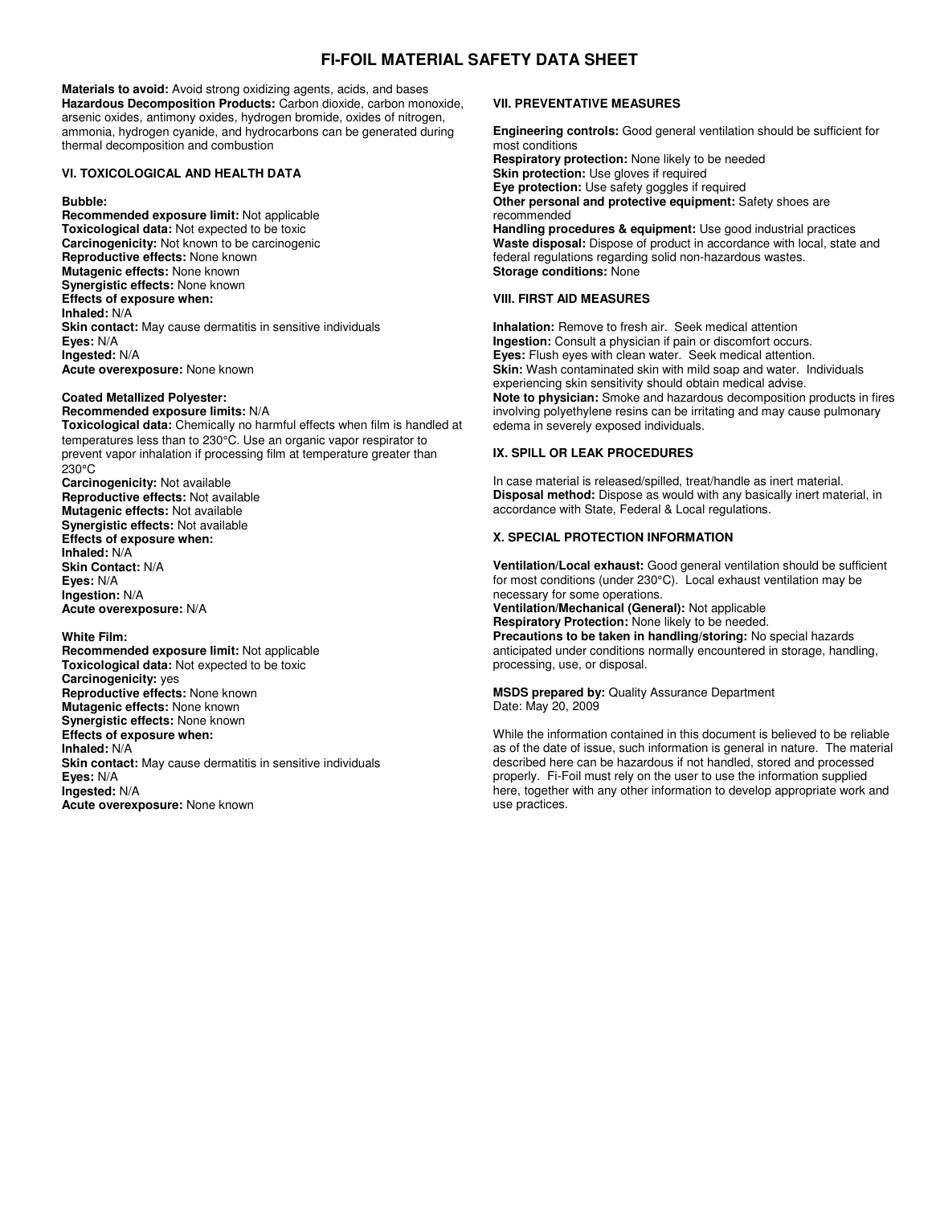# FI-FOIL MATERIAL SAFETY DATA SHEET

**Materials to avoid:** Avoid strong oxidizing agents, acids, and bases
**Hazardous Decomposition Products:** Carbon dioxide, carbon monoxide, arsenic oxides, antimony oxides, hydrogen bromide, oxides of nitrogen, ammonia, hydrogen cyanide, and hydrocarbons can be generated during thermal decomposition and combustion

### VI. TOXICOLOGICAL AND HEALTH DATA

**Bubble:**
**Recommended exposure limit:** Not applicable
**Toxicological data:** Not expected to be toxic
**Carcinogenicity:** Not known to be carcinogenic
**Reproductive effects:** None known
**Mutagenic effects:** None known
**Synergistic effects:** None known
**Effects of exposure when:**
**Inhaled:** N/A
**Skin contact:** May cause dermatitis in sensitive individuals
**Eyes:** N/A
**Ingested:** N/A
**Acute overexposure:** None known

**Coated Metallized Polyester:**
**Recommended exposure limits:** N/A
**Toxicological data:** Chemically no harmful effects when film is handled at temperatures less than to 230°C. Use an organic vapor respirator to prevent vapor inhalation if processing film at temperature greater than 230°C
**Carcinogenicity:** Not available
**Reproductive effects:** Not available
**Mutagenic effects:** Not available
**Synergistic effects:** Not available
**Effects of exposure when:**
**Inhaled:** N/A
**Skin Contact:** N/A
**Eyes:** N/A
**Ingestion:** N/A
**Acute overexposure:** N/A

**White Film:**
**Recommended exposure limit:** Not applicable
**Toxicological data:** Not expected to be toxic
**Carcinogenicity:** yes
**Reproductive effects:** None known
**Mutagenic effects:** None known
**Synergistic effects:** None known
**Effects of exposure when:**
**Inhaled:** N/A
**Skin contact:** May cause dermatitis in sensitive individuals
**Eyes:** N/A
**Ingested:** N/A
**Acute overexposure:** None known

### VII. PREVENTATIVE MEASURES

**Engineering controls:** Good general ventilation should be sufficient for most conditions
**Respiratory protection:** None likely to be needed
**Skin protection:** Use gloves if required
**Eye protection:** Use safety goggles if required
**Other personal and protective equipment:** Safety shoes are recommended
**Handling procedures & equipment:** Use good industrial practices
**Waste disposal:** Dispose of product in accordance with local, state and federal regulations regarding solid non-hazardous wastes.
**Storage conditions:** None

### VIII. FIRST AID MEASURES

**Inhalation:** Remove to fresh air. Seek medical attention
**Ingestion:** Consult a physician if pain or discomfort occurs.
**Eyes:** Flush eyes with clean water. Seek medical attention.
**Skin:** Wash contaminated skin with mild soap and water. Individuals experiencing skin sensitivity should obtain medical advise.
**Note to physician:** Smoke and hazardous decomposition products in fires involving polyethylene resins can be irritating and may cause pulmonary edema in severely exposed individuals.

### IX. SPILL OR LEAK PROCEDURES

In case material is released/spilled, treat/handle as inert material.
**Disposal method:** Dispose as would with any basically inert material, in accordance with State, Federal & Local regulations.

### X. SPECIAL PROTECTION INFORMATION

**Ventilation/Local exhaust:** Good general ventilation should be sufficient for most conditions (under 230°C). Local exhaust ventilation may be necessary for some operations.
**Ventilation/Mechanical (General):** Not applicable
**Respiratory Protection:** None likely to be needed.
**Precautions to be taken in handling/storing:** No special hazards anticipated under conditions normally encountered in storage, handling, processing, use, or disposal.

**MSDS prepared by:** Quality Assurance Department
Date: May 20, 2009

While the information contained in this document is believed to be reliable as of the date of issue, such information is general in nature. The material described here can be hazardous if not handled, stored and processed properly. Fi-Foil must rely on the user to use the information supplied here, together with any other information to develop appropriate work and use practices.